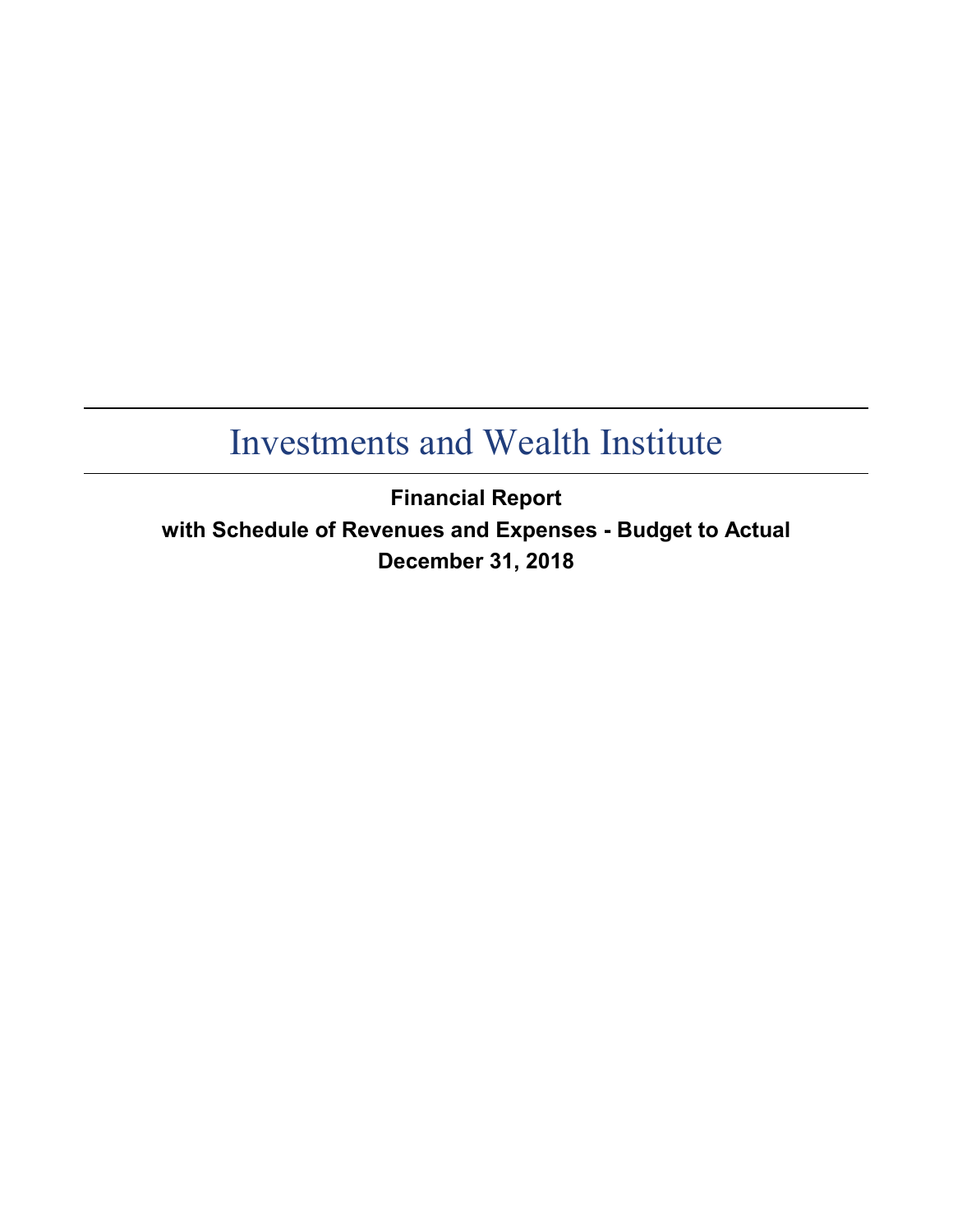# Investments and Wealth Institute

**Financial Report**

**with Schedule of Revenues and Expenses - Budget to Actual**

**December 31, 2018**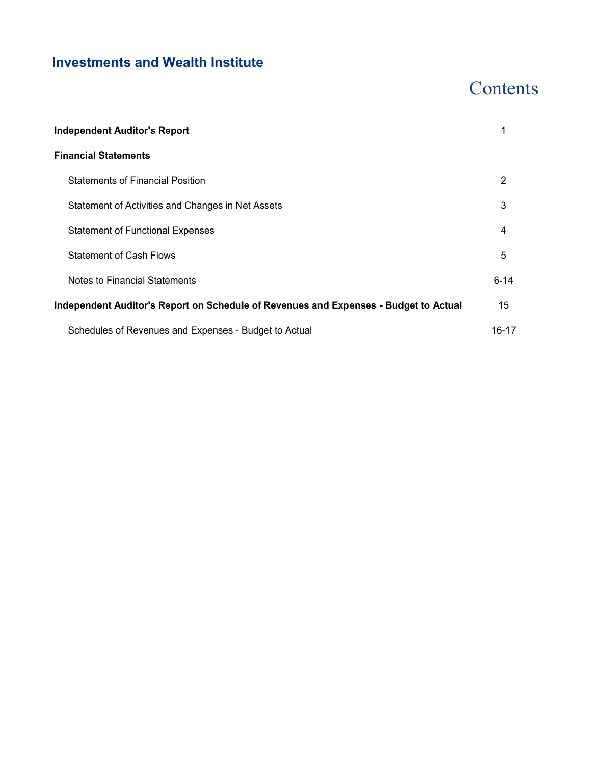# Investments and Wealth Institute

## Contents

| | |
|---|---|
| **Independent Auditor's Report** | 1 |
| **Financial Statements** | |
| Statements of Financial Position | 2 |
| Statement of Activities and Changes in Net Assets | 3 |
| Statement of Functional Expenses | 4 |
| Statement of Cash Flows | 5 |
| Notes to Financial Statements | 6-14 |
| **Independent Auditor's Report on Schedule of Revenues and Expenses - Budget to Actual** | 15 |
| Schedules of Revenues and Expenses - Budget to Actual | 16-17 |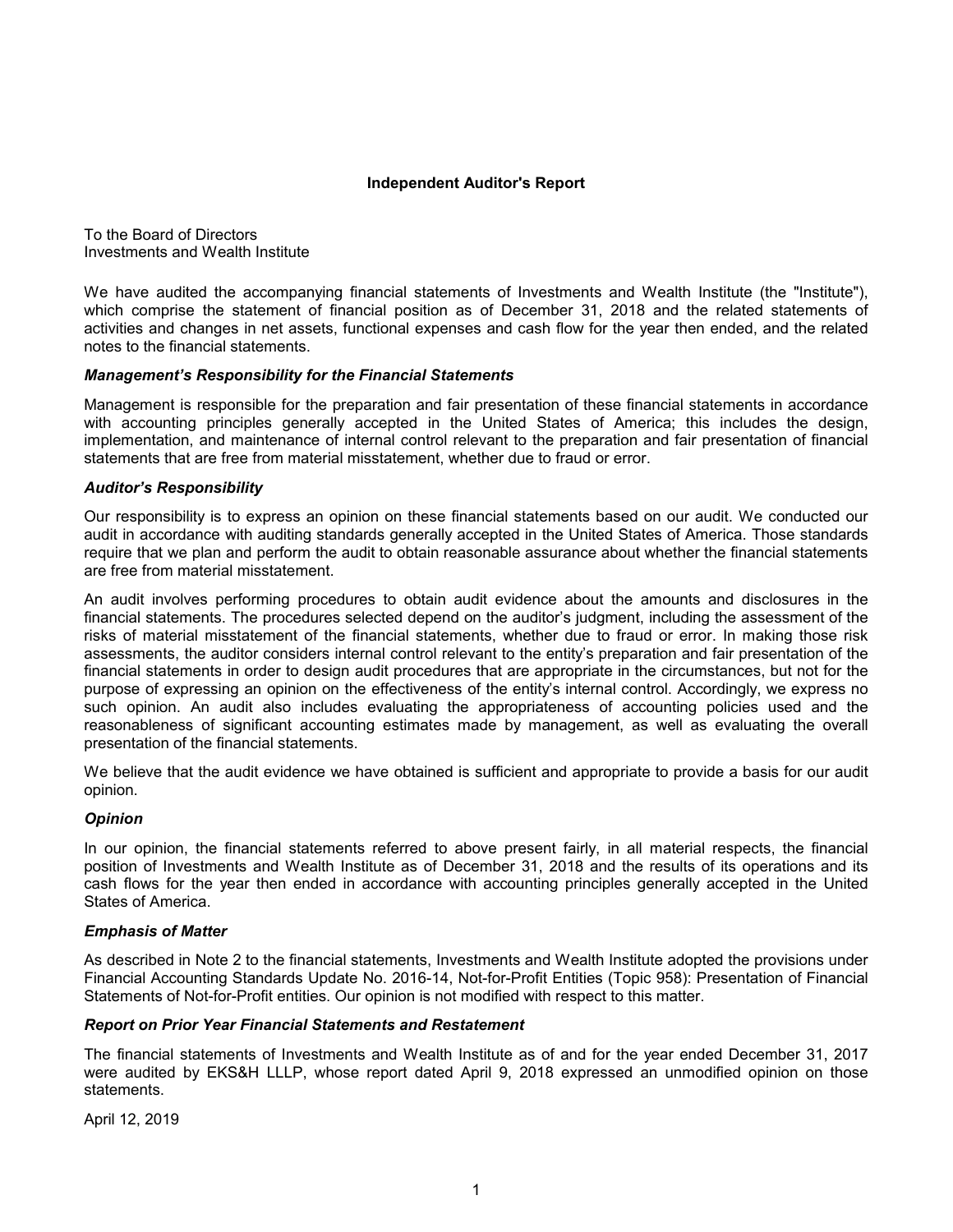**Independent Auditor's Report**

To the Board of Directors
Investments and Wealth Institute

We have audited the accompanying financial statements of Investments and Wealth Institute (the "Institute"), which comprise the statement of financial position as of December 31, 2018 and the related statements of activities and changes in net assets, functional expenses and cash flow for the year then ended, and the related notes to the financial statements.

***Management's Responsibility for the Financial Statements***

Management is responsible for the preparation and fair presentation of these financial statements in accordance with accounting principles generally accepted in the United States of America; this includes the design, implementation, and maintenance of internal control relevant to the preparation and fair presentation of financial statements that are free from material misstatement, whether due to fraud or error.

***Auditor's Responsibility***

Our responsibility is to express an opinion on these financial statements based on our audit. We conducted our audit in accordance with auditing standards generally accepted in the United States of America. Those standards require that we plan and perform the audit to obtain reasonable assurance about whether the financial statements are free from material misstatement.

An audit involves performing procedures to obtain audit evidence about the amounts and disclosures in the financial statements. The procedures selected depend on the auditor's judgment, including the assessment of the risks of material misstatement of the financial statements, whether due to fraud or error. In making those risk assessments, the auditor considers internal control relevant to the entity's preparation and fair presentation of the financial statements in order to design audit procedures that are appropriate in the circumstances, but not for the purpose of expressing an opinion on the effectiveness of the entity's internal control. Accordingly, we express no such opinion. An audit also includes evaluating the appropriateness of accounting policies used and the reasonableness of significant accounting estimates made by management, as well as evaluating the overall presentation of the financial statements.

We believe that the audit evidence we have obtained is sufficient and appropriate to provide a basis for our audit opinion.

***Opinion***

In our opinion, the financial statements referred to above present fairly, in all material respects, the financial position of Investments and Wealth Institute as of December 31, 2018 and the results of its operations and its cash flows for the year then ended in accordance with accounting principles generally accepted in the United States of America.

***Emphasis of Matter***

As described in Note 2 to the financial statements, Investments and Wealth Institute adopted the provisions under Financial Accounting Standards Update No. 2016-14, Not-for-Profit Entities (Topic 958): Presentation of Financial Statements of Not-for-Profit entities. Our opinion is not modified with respect to this matter.

***Report on Prior Year Financial Statements and Restatement***

The financial statements of Investments and Wealth Institute as of and for the year ended December 31, 2017 were audited by EKS&H LLLP, whose report dated April 9, 2018 expressed an unmodified opinion on those statements.

April 12, 2019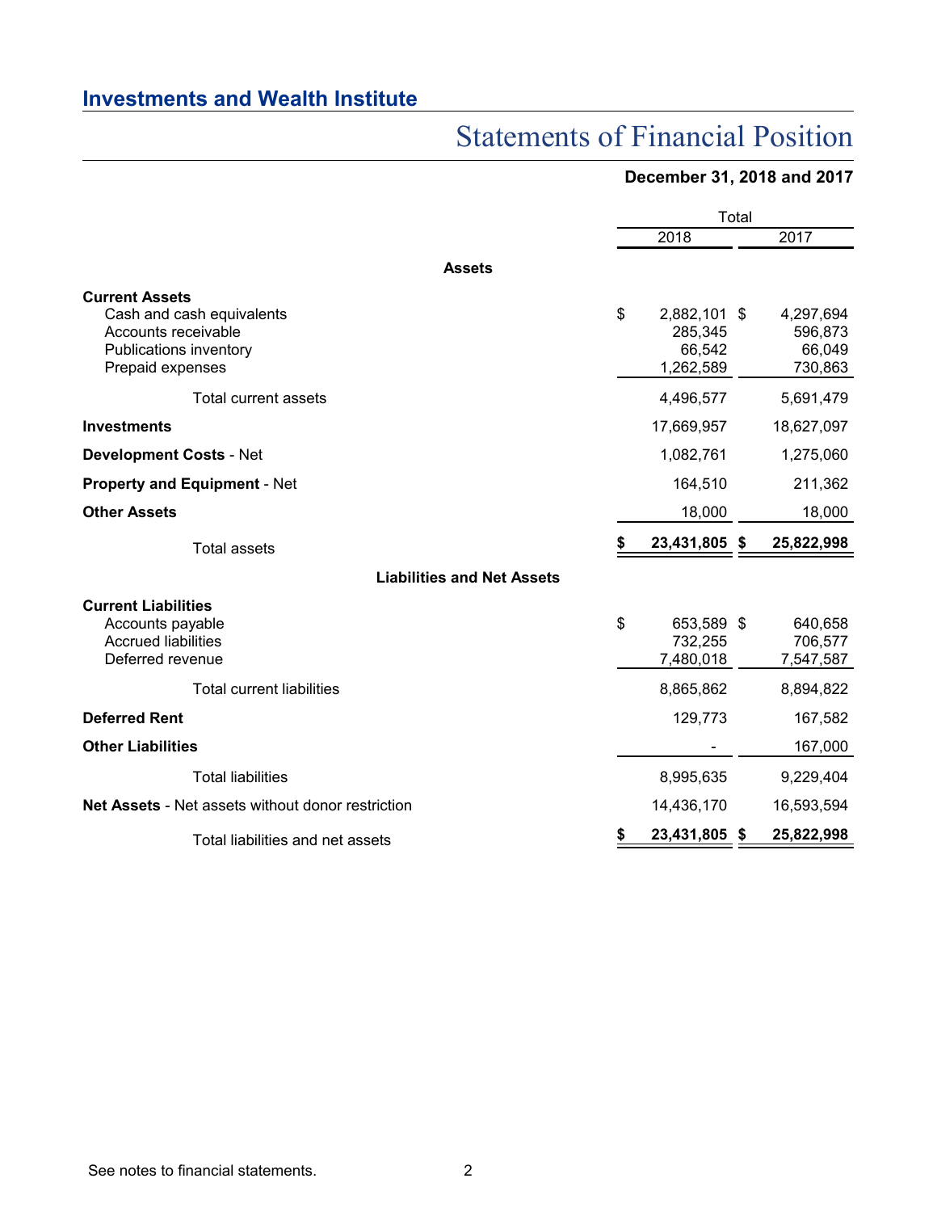## Investments and Wealth Institute

# Statements of Financial Position

**December 31, 2018 and 2017**

| | Total | |
|---|---|---|
| | 2018 | 2017 |
| **Assets** | | |
| **Current Assets** | | |
| Cash and cash equivalents | $ 2,882,101 | $ 4,297,694 |
| Accounts receivable | 285,345 | 596,873 |
| Publications inventory | 66,542 | 66,049 |
| Prepaid expenses | 1,262,589 | 730,863 |
| Total current assets | 4,496,577 | 5,691,479 |
| **Investments** | 17,669,957 | 18,627,097 |
| **Development Costs** - Net | 1,082,761 | 1,275,060 |
| **Property and Equipment** - Net | 164,510 | 211,362 |
| **Other Assets** | 18,000 | 18,000 |
| Total assets | **$ 23,431,805** | **$ 25,822,998** |
| **Liabilities and Net Assets** | | |
| **Current Liabilities** | | |
| Accounts payable | $ 653,589 | $ 640,658 |
| Accrued liabilities | 732,255 | 706,577 |
| Deferred revenue | 7,480,018 | 7,547,587 |
| Total current liabilities | 8,865,862 | 8,894,822 |
| **Deferred Rent** | 129,773 | 167,582 |
| **Other Liabilities** | - | 167,000 |
| Total liabilities | 8,995,635 | 9,229,404 |
| **Net Assets** - Net assets without donor restriction | 14,436,170 | 16,593,594 |
| Total liabilities and net assets | **$ 23,431,805** | **$ 25,822,998** |

See notes to financial statements.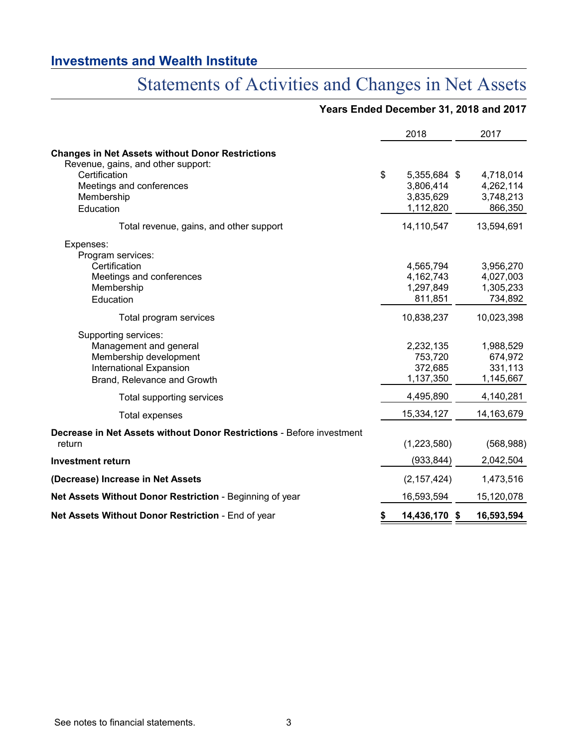## Investments and Wealth Institute

# Statements of Activities and Changes in Net Assets

**Years Ended December 31, 2018 and 2017**

| | 2018 | 2017 |
|---|---|---|
| **Changes in Net Assets without Donor Restrictions** | | |
| Revenue, gains, and other support: | | |
| Certification | $ 5,355,684 | $ 4,718,014 |
| Meetings and conferences | 3,806,414 | 4,262,114 |
| Membership | 3,835,629 | 3,748,213 |
| Education | 1,112,820 | 866,350 |
| Total revenue, gains, and other support | 14,110,547 | 13,594,691 |
| Expenses: | | |
| Program services: | | |
| Certification | 4,565,794 | 3,956,270 |
| Meetings and conferences | 4,162,743 | 4,027,003 |
| Membership | 1,297,849 | 1,305,233 |
| Education | 811,851 | 734,892 |
| Total program services | 10,838,237 | 10,023,398 |
| Supporting services: | | |
| Management and general | 2,232,135 | 1,988,529 |
| Membership development | 753,720 | 674,972 |
| International Expansion | 372,685 | 331,113 |
| Brand, Relevance and Growth | 1,137,350 | 1,145,667 |
| Total supporting services | 4,495,890 | 4,140,281 |
| Total expenses | 15,334,127 | 14,163,679 |
| **Decrease in Net Assets without Donor Restrictions** - Before investment return | (1,223,580) | (568,988) |
| **Investment return** | (933,844) | 2,042,504 |
| **(Decrease) Increase in Net Assets** | (2,157,424) | 1,473,516 |
| **Net Assets Without Donor Restriction** - Beginning of year | 16,593,594 | 15,120,078 |
| **Net Assets Without Donor Restriction** - End of year | **$ 14,436,170** | **$ 16,593,594** |

See notes to financial statements.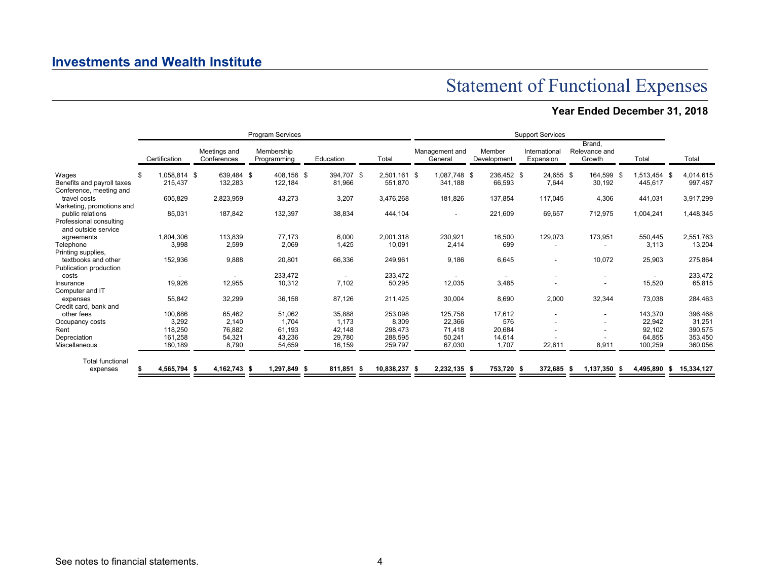## Investments and Wealth Institute

# Statement of Functional Expenses

### Year Ended December 31, 2018

| | Program Services | | | | | Support Services | | | | | |
|---|---|---|---|---|---|---|---|---|---|---|---|
| | Certification | Meetings and Conferences | Membership Programming | Education | Total | Management and General | Member Development | International Expansion | Brand, Relevance and Growth | Total | Total |
| Wages | $ 1,058,814 | $ 639,484 | $ 408,156 | $ 394,707 | $ 2,501,161 | $ 1,087,748 | $ 236,452 | $ 24,655 | $ 164,599 | $ 1,513,454 | $ 4,014,615 |
| Benefits and payroll taxes | 215,437 | 132,283 | 122,184 | 81,966 | 551,870 | 341,188 | 66,593 | 7,644 | 30,192 | 445,617 | 997,487 |
| Conference, meeting and travel costs | 605,829 | 2,823,959 | 43,273 | 3,207 | 3,476,268 | 181,826 | 137,854 | 117,045 | 4,306 | 441,031 | 3,917,299 |
| Marketing, promotions and public relations | 85,031 | 187,842 | 132,397 | 38,834 | 444,104 | - | 221,609 | 69,657 | 712,975 | 1,004,241 | 1,448,345 |
| Professional consulting and outside service agreements | 1,804,306 | 113,839 | 77,173 | 6,000 | 2,001,318 | 230,921 | 16,500 | 129,073 | 173,951 | 550,445 | 2,551,763 |
| Telephone | 3,998 | 2,599 | 2,069 | 1,425 | 10,091 | 2,414 | 699 | - | - | 3,113 | 13,204 |
| Printing supplies, textbooks and other | 152,936 | 9,888 | 20,801 | 66,336 | 249,961 | 9,186 | 6,645 | - | 10,072 | 25,903 | 275,864 |
| Publication production costs | - | - | 233,472 | - | 233,472 | - | - | - | - | - | 233,472 |
| Insurance | 19,926 | 12,955 | 10,312 | 7,102 | 50,295 | 12,035 | 3,485 | - | - | 15,520 | 65,815 |
| Computer and IT expenses | 55,842 | 32,299 | 36,158 | 87,126 | 211,425 | 30,004 | 8,690 | 2,000 | 32,344 | 73,038 | 284,463 |
| Credit card, bank and other fees | 100,686 | 65,462 | 51,062 | 35,888 | 253,098 | 125,758 | 17,612 | - | - | 143,370 | 396,468 |
| Occupancy costs | 3,292 | 2,140 | 1,704 | 1,173 | 8,309 | 22,366 | 576 | - | - | 22,942 | 31,251 |
| Rent | 118,250 | 76,882 | 61,193 | 42,148 | 298,473 | 71,418 | 20,684 | - | - | 92,102 | 390,575 |
| Depreciation | 161,258 | 54,321 | 43,236 | 29,780 | 288,595 | 50,241 | 14,614 | - | - | 64,855 | 353,450 |
| Miscellaneous | 180,189 | 8,790 | 54,659 | 16,159 | 259,797 | 67,030 | 1,707 | 22,611 | 8,911 | 100,259 | 360,056 |
| **Total functional expenses** | **$ 4,565,794** | **$ 4,162,743** | **$ 1,297,849** | **$ 811,851** | **$ 10,838,237** | **$ 2,232,135** | **$ 753,720** | **$ 372,685** | **$ 1,137,350** | **$ 4,495,890** | **$ 15,334,127** |

See notes to financial statements.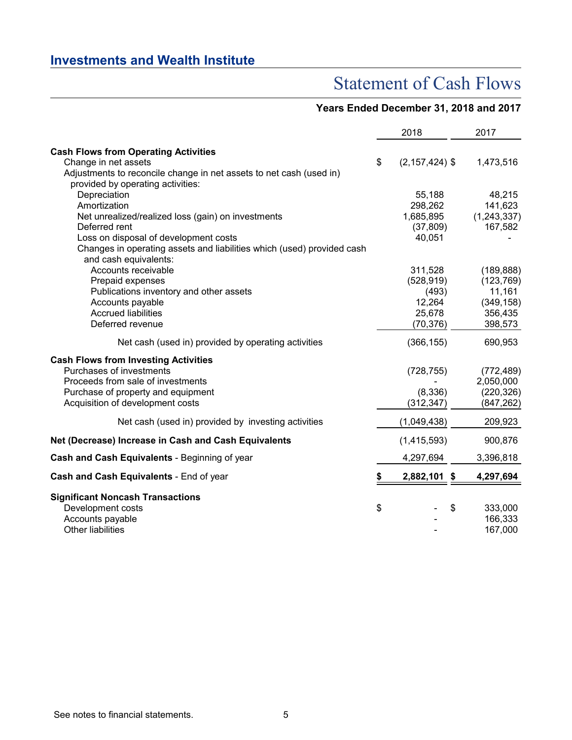## Investments and Wealth Institute

# Statement of Cash Flows

### Years Ended December 31, 2018 and 2017

| | 2018 | 2017 |
|---|---|---|
| **Cash Flows from Operating Activities** | | |
| Change in net assets | $ (2,157,424) | $ 1,473,516 |
| Adjustments to reconcile change in net assets to net cash (used in) provided by operating activities: | | |
| Depreciation | 55,188 | 48,215 |
| Amortization | 298,262 | 141,623 |
| Net unrealized/realized loss (gain) on investments | 1,685,895 | (1,243,337) |
| Deferred rent | (37,809) | 167,582 |
| Loss on disposal of development costs | 40,051 | - |
| Changes in operating assets and liabilities which (used) provided cash and cash equivalents: | | |
| Accounts receivable | 311,528 | (189,888) |
| Prepaid expenses | (528,919) | (123,769) |
| Publications inventory and other assets | (493) | 11,161 |
| Accounts payable | 12,264 | (349,158) |
| Accrued liabilities | 25,678 | 356,435 |
| Deferred revenue | (70,376) | 398,573 |
| Net cash (used in) provided by operating activities | (366,155) | 690,953 |
| **Cash Flows from Investing Activities** | | |
| Purchases of investments | (728,755) | (772,489) |
| Proceeds from sale of investments | - | 2,050,000 |
| Purchase of property and equipment | (8,336) | (220,326) |
| Acquisition of development costs | (312,347) | (847,262) |
| Net cash (used in) provided by investing activities | (1,049,438) | 209,923 |
| **Net (Decrease) Increase in Cash and Cash Equivalents** | (1,415,593) | 900,876 |
| **Cash and Cash Equivalents** - Beginning of year | 4,297,694 | 3,396,818 |
| **Cash and Cash Equivalents** - End of year | **$ 2,882,101** | **$ 4,297,694** |
| **Significant Noncash Transactions** | | |
| Development costs | $ - | $ 333,000 |
| Accounts payable | - | 166,333 |
| Other liabilities | - | 167,000 |

See notes to financial statements.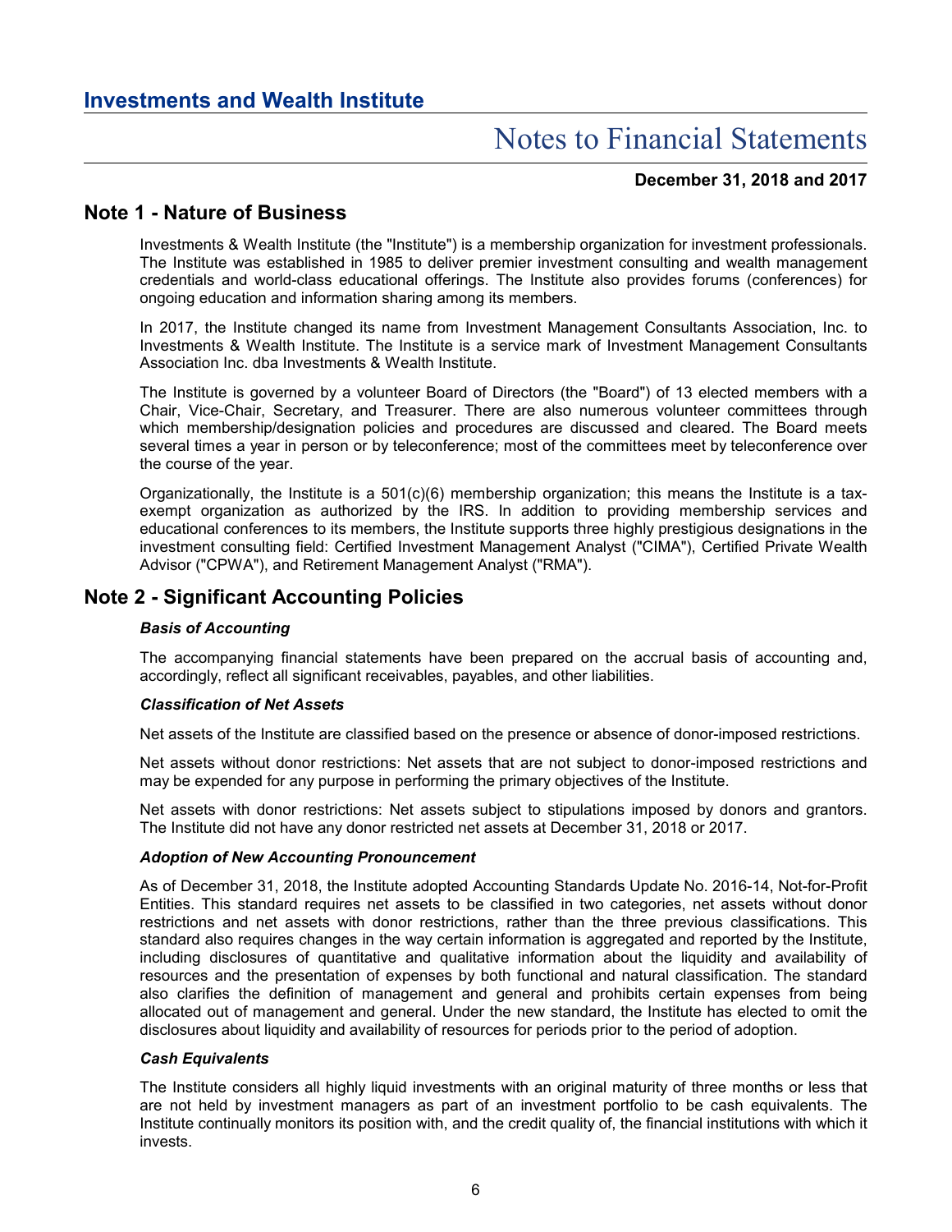# Investments and Wealth Institute

## Notes to Financial Statements

**December 31, 2018 and 2017**

## Note 1 - Nature of Business

Investments & Wealth Institute (the "Institute") is a membership organization for investment professionals. The Institute was established in 1985 to deliver premier investment consulting and wealth management credentials and world-class educational offerings. The Institute also provides forums (conferences) for ongoing education and information sharing among its members.

In 2017, the Institute changed its name from Investment Management Consultants Association, Inc. to Investments & Wealth Institute. The Institute is a service mark of Investment Management Consultants Association Inc. dba Investments & Wealth Institute.

The Institute is governed by a volunteer Board of Directors (the "Board") of 13 elected members with a Chair, Vice-Chair, Secretary, and Treasurer. There are also numerous volunteer committees through which membership/designation policies and procedures are discussed and cleared. The Board meets several times a year in person or by teleconference; most of the committees meet by teleconference over the course of the year.

Organizationally, the Institute is a 501(c)(6) membership organization; this means the Institute is a tax-exempt organization as authorized by the IRS. In addition to providing membership services and educational conferences to its members, the Institute supports three highly prestigious designations in the investment consulting field: Certified Investment Management Analyst ("CIMA"), Certified Private Wealth Advisor ("CPWA"), and Retirement Management Analyst ("RMA").

## Note 2 - Significant Accounting Policies

***Basis of Accounting***

The accompanying financial statements have been prepared on the accrual basis of accounting and, accordingly, reflect all significant receivables, payables, and other liabilities.

***Classification of Net Assets***

Net assets of the Institute are classified based on the presence or absence of donor-imposed restrictions.

Net assets without donor restrictions: Net assets that are not subject to donor-imposed restrictions and may be expended for any purpose in performing the primary objectives of the Institute.

Net assets with donor restrictions: Net assets subject to stipulations imposed by donors and grantors. The Institute did not have any donor restricted net assets at December 31, 2018 or 2017.

***Adoption of New Accounting Pronouncement***

As of December 31, 2018, the Institute adopted Accounting Standards Update No. 2016-14, Not-for-Profit Entities. This standard requires net assets to be classified in two categories, net assets without donor restrictions and net assets with donor restrictions, rather than the three previous classifications. This standard also requires changes in the way certain information is aggregated and reported by the Institute, including disclosures of quantitative and qualitative information about the liquidity and availability of resources and the presentation of expenses by both functional and natural classification. The standard also clarifies the definition of management and general and prohibits certain expenses from being allocated out of management and general. Under the new standard, the Institute has elected to omit the disclosures about liquidity and availability of resources for periods prior to the period of adoption.

***Cash Equivalents***

The Institute considers all highly liquid investments with an original maturity of three months or less that are not held by investment managers as part of an investment portfolio to be cash equivalents. The Institute continually monitors its position with, and the credit quality of, the financial institutions with which it invests.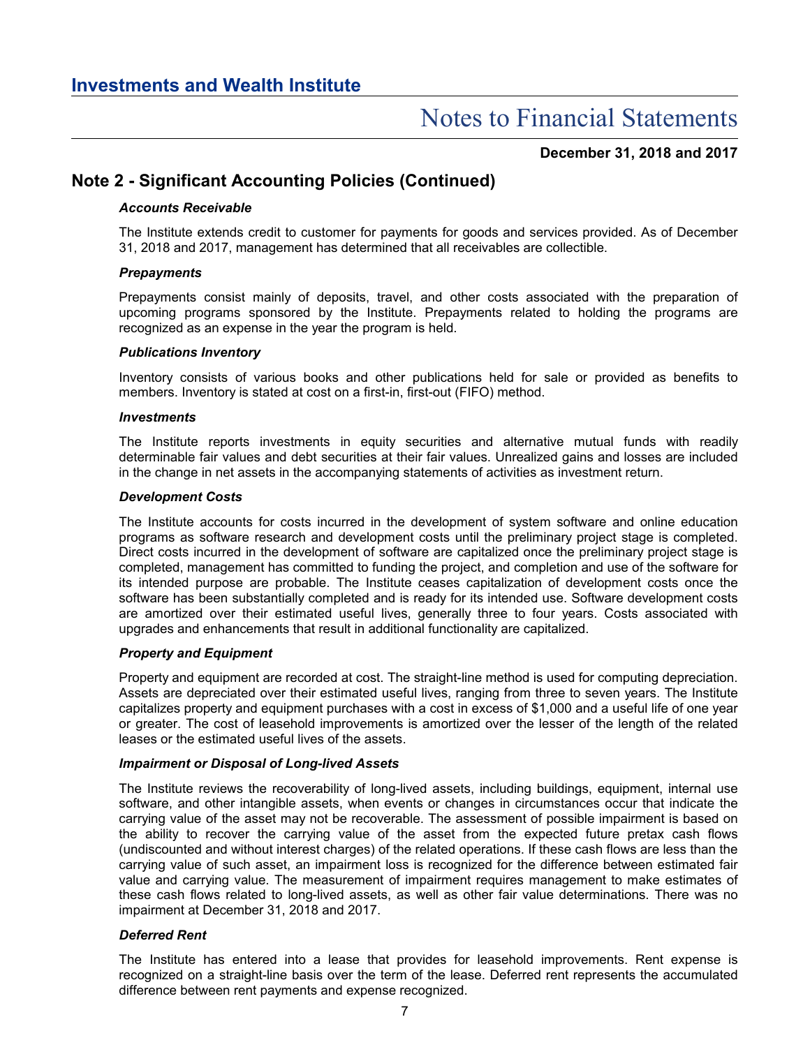# Note 2 - Significant Accounting Policies (Continued)

### *Accounts Receivable*

The Institute extends credit to customer for payments for goods and services provided. As of December 31, 2018 and 2017, management has determined that all receivables are collectible.

### *Prepayments*

Prepayments consist mainly of deposits, travel, and other costs associated with the preparation of upcoming programs sponsored by the Institute. Prepayments related to holding the programs are recognized as an expense in the year the program is held.

### *Publications Inventory*

Inventory consists of various books and other publications held for sale or provided as benefits to members. Inventory is stated at cost on a first-in, first-out (FIFO) method.

### *Investments*

The Institute reports investments in equity securities and alternative mutual funds with readily determinable fair values and debt securities at their fair values. Unrealized gains and losses are included in the change in net assets in the accompanying statements of activities as investment return.

### *Development Costs*

The Institute accounts for costs incurred in the development of system software and online education programs as software research and development costs until the preliminary project stage is completed. Direct costs incurred in the development of software are capitalized once the preliminary project stage is completed, management has committed to funding the project, and completion and use of the software for its intended purpose are probable. The Institute ceases capitalization of development costs once the software has been substantially completed and is ready for its intended use. Software development costs are amortized over their estimated useful lives, generally three to four years. Costs associated with upgrades and enhancements that result in additional functionality are capitalized.

### *Property and Equipment*

Property and equipment are recorded at cost. The straight-line method is used for computing depreciation. Assets are depreciated over their estimated useful lives, ranging from three to seven years. The Institute capitalizes property and equipment purchases with a cost in excess of $1,000 and a useful life of one year or greater. The cost of leasehold improvements is amortized over the lesser of the length of the related leases or the estimated useful lives of the assets.

### *Impairment or Disposal of Long-lived Assets*

The Institute reviews the recoverability of long-lived assets, including buildings, equipment, internal use software, and other intangible assets, when events or changes in circumstances occur that indicate the carrying value of the asset may not be recoverable. The assessment of possible impairment is based on the ability to recover the carrying value of the asset from the expected future pretax cash flows (undiscounted and without interest charges) of the related operations. If these cash flows are less than the carrying value of such asset, an impairment loss is recognized for the difference between estimated fair value and carrying value. The measurement of impairment requires management to make estimates of these cash flows related to long-lived assets, as well as other fair value determinations. There was no impairment at December 31, 2018 and 2017.

### *Deferred Rent*

The Institute has entered into a lease that provides for leasehold improvements. Rent expense is recognized on a straight-line basis over the term of the lease. Deferred rent represents the accumulated difference between rent payments and expense recognized.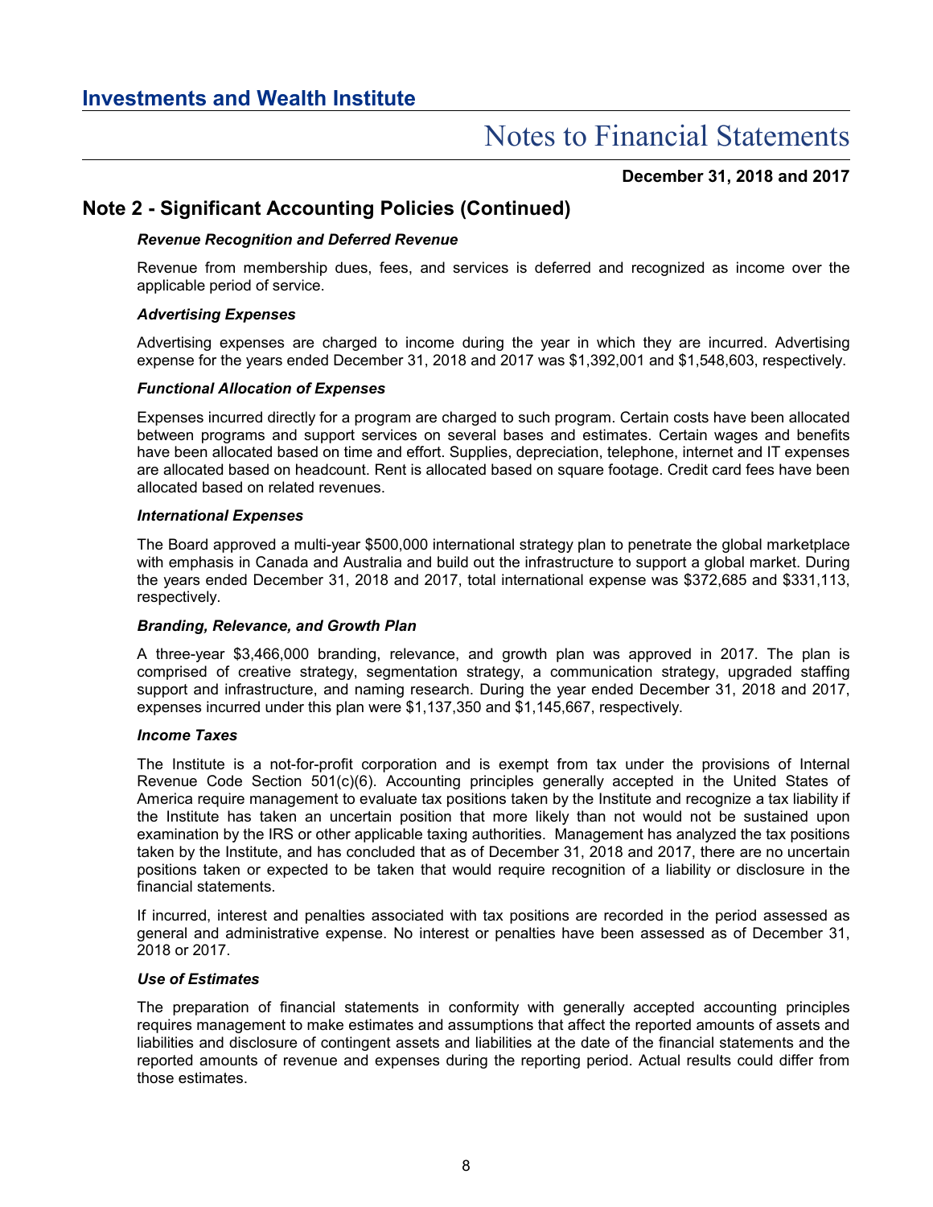## Note 2 - Significant Accounting Policies (Continued)

***Revenue Recognition and Deferred Revenue***

Revenue from membership dues, fees, and services is deferred and recognized as income over the applicable period of service.

***Advertising Expenses***

Advertising expenses are charged to income during the year in which they are incurred. Advertising expense for the years ended December 31, 2018 and 2017 was $1,392,001 and $1,548,603, respectively.

***Functional Allocation of Expenses***

Expenses incurred directly for a program are charged to such program. Certain costs have been allocated between programs and support services on several bases and estimates. Certain wages and benefits have been allocated based on time and effort. Supplies, depreciation, telephone, internet and IT expenses are allocated based on headcount. Rent is allocated based on square footage. Credit card fees have been allocated based on related revenues.

***International Expenses***

The Board approved a multi-year $500,000 international strategy plan to penetrate the global marketplace with emphasis in Canada and Australia and build out the infrastructure to support a global market. During the years ended December 31, 2018 and 2017, total international expense was $372,685 and $331,113, respectively.

***Branding, Relevance, and Growth Plan***

A three-year $3,466,000 branding, relevance, and growth plan was approved in 2017. The plan is comprised of creative strategy, segmentation strategy, a communication strategy, upgraded staffing support and infrastructure, and naming research. During the year ended December 31, 2018 and 2017, expenses incurred under this plan were $1,137,350 and $1,145,667, respectively.

***Income Taxes***

The Institute is a not-for-profit corporation and is exempt from tax under the provisions of Internal Revenue Code Section 501(c)(6). Accounting principles generally accepted in the United States of America require management to evaluate tax positions taken by the Institute and recognize a tax liability if the Institute has taken an uncertain position that more likely than not would not be sustained upon examination by the IRS or other applicable taxing authorities. Management has analyzed the tax positions taken by the Institute, and has concluded that as of December 31, 2018 and 2017, there are no uncertain positions taken or expected to be taken that would require recognition of a liability or disclosure in the financial statements.

If incurred, interest and penalties associated with tax positions are recorded in the period assessed as general and administrative expense. No interest or penalties have been assessed as of December 31, 2018 or 2017.

***Use of Estimates***

The preparation of financial statements in conformity with generally accepted accounting principles requires management to make estimates and assumptions that affect the reported amounts of assets and liabilities and disclosure of contingent assets and liabilities at the date of the financial statements and the reported amounts of revenue and expenses during the reporting period. Actual results could differ from those estimates.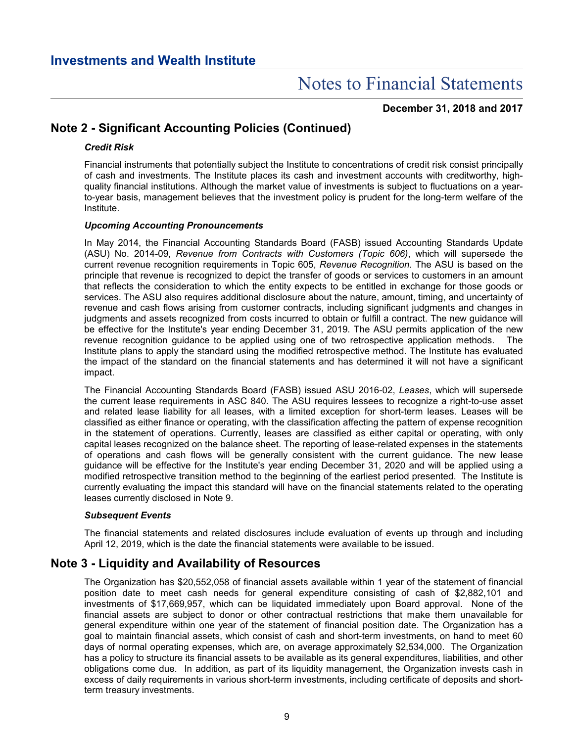## Note 2 - Significant Accounting Policies (Continued)

***Credit Risk***

Financial instruments that potentially subject the Institute to concentrations of credit risk consist principally of cash and investments. The Institute places its cash and investment accounts with creditworthy, high-quality financial institutions. Although the market value of investments is subject to fluctuations on a year-to-year basis, management believes that the investment policy is prudent for the long-term welfare of the Institute.

***Upcoming Accounting Pronouncements***

In May 2014, the Financial Accounting Standards Board (FASB) issued Accounting Standards Update (ASU) No. 2014-09, *Revenue from Contracts with Customers (Topic 606)*, which will supersede the current revenue recognition requirements in Topic 605, *Revenue Recognition*. The ASU is based on the principle that revenue is recognized to depict the transfer of goods or services to customers in an amount that reflects the consideration to which the entity expects to be entitled in exchange for those goods or services. The ASU also requires additional disclosure about the nature, amount, timing, and uncertainty of revenue and cash flows arising from customer contracts, including significant judgments and changes in judgments and assets recognized from costs incurred to obtain or fulfill a contract. The new guidance will be effective for the Institute's year ending December 31, 2019. The ASU permits application of the new revenue recognition guidance to be applied using one of two retrospective application methods. The Institute plans to apply the standard using the modified retrospective method. The Institute has evaluated the impact of the standard on the financial statements and has determined it will not have a significant impact.

The Financial Accounting Standards Board (FASB) issued ASU 2016-02, *Leases*, which will supersede the current lease requirements in ASC 840. The ASU requires lessees to recognize a right-to-use asset and related lease liability for all leases, with a limited exception for short-term leases. Leases will be classified as either finance or operating, with the classification affecting the pattern of expense recognition in the statement of operations. Currently, leases are classified as either capital or operating, with only capital leases recognized on the balance sheet. The reporting of lease-related expenses in the statements of operations and cash flows will be generally consistent with the current guidance. The new lease guidance will be effective for the Institute's year ending December 31, 2020 and will be applied using a modified retrospective transition method to the beginning of the earliest period presented. The Institute is currently evaluating the impact this standard will have on the financial statements related to the operating leases currently disclosed in Note 9.

***Subsequent Events***

The financial statements and related disclosures include evaluation of events up through and including April 12, 2019, which is the date the financial statements were available to be issued.

## Note 3 - Liquidity and Availability of Resources

The Organization has $20,552,058 of financial assets available within 1 year of the statement of financial position date to meet cash needs for general expenditure consisting of cash of $2,882,101 and investments of $17,669,957, which can be liquidated immediately upon Board approval. None of the financial assets are subject to donor or other contractual restrictions that make them unavailable for general expenditure within one year of the statement of financial position date. The Organization has a goal to maintain financial assets, which consist of cash and short-term investments, on hand to meet 60 days of normal operating expenses, which are, on average approximately $2,534,000. The Organization has a policy to structure its financial assets to be available as its general expenditures, liabilities, and other obligations come due. In addition, as part of its liquidity management, the Organization invests cash in excess of daily requirements in various short-term investments, including certificate of deposits and short-term treasury investments.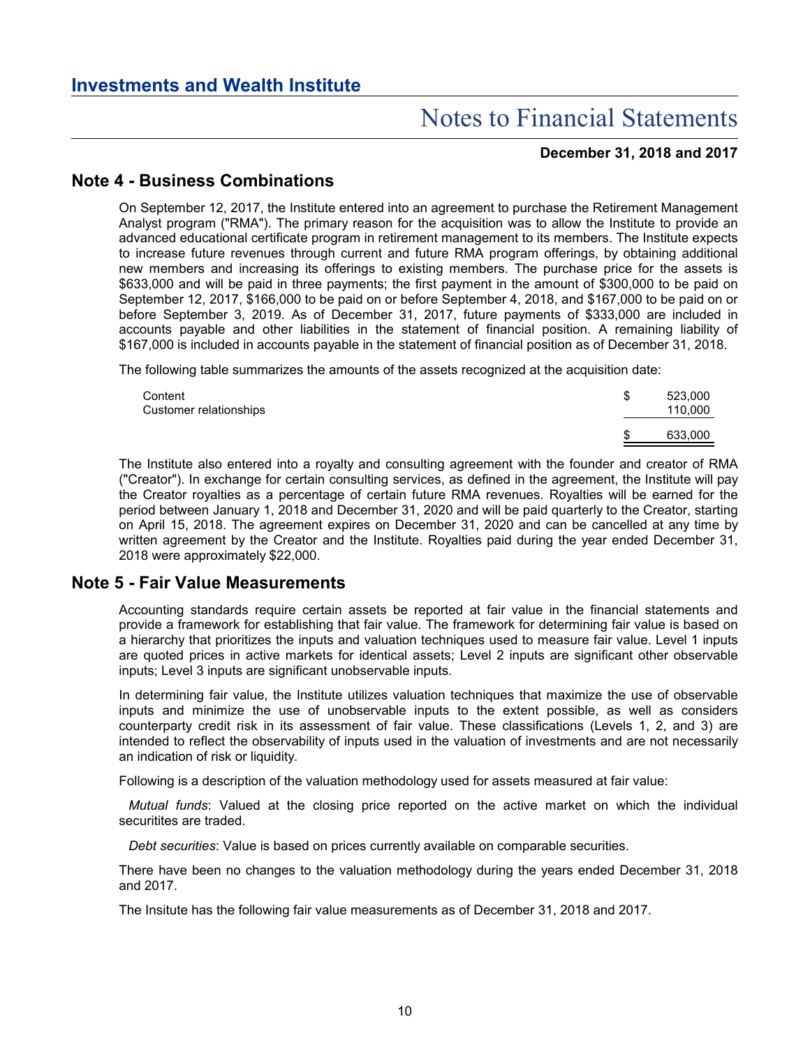## Note 4 - Business Combinations

On September 12, 2017, the Institute entered into an agreement to purchase the Retirement Management Analyst program ("RMA"). The primary reason for the acquisition was to allow the Institute to provide an advanced educational certificate program in retirement management to its members. The Institute expects to increase future revenues through current and future RMA program offerings, by obtaining additional new members and increasing its offerings to existing members. The purchase price for the assets is $633,000 and will be paid in three payments; the first payment in the amount of $300,000 to be paid on September 12, 2017, $166,000 to be paid on or before September 4, 2018, and $167,000 to be paid on or before September 3, 2019. As of December 31, 2017, future payments of $333,000 are included in accounts payable and other liabilities in the statement of financial position. A remaining liability of $167,000 is included in accounts payable in the statement of financial position as of December 31, 2018.

The following table summarizes the amounts of the assets recognized at the acquisition date:

| | |
|---|---|
| Content | $ 523,000 |
| Customer relationships | 110,000 |
| | $ 633,000 |

The Institute also entered into a royalty and consulting agreement with the founder and creator of RMA ("Creator"). In exchange for certain consulting services, as defined in the agreement, the Institute will pay the Creator royalties as a percentage of certain future RMA revenues. Royalties will be earned for the period between January 1, 2018 and December 31, 2020 and will be paid quarterly to the Creator, starting on April 15, 2018. The agreement expires on December 31, 2020 and can be cancelled at any time by written agreement by the Creator and the Institute. Royalties paid during the year ended December 31, 2018 were approximately $22,000.

## Note 5 - Fair Value Measurements

Accounting standards require certain assets be reported at fair value in the financial statements and provide a framework for establishing that fair value. The framework for determining fair value is based on a hierarchy that prioritizes the inputs and valuation techniques used to measure fair value. Level 1 inputs are quoted prices in active markets for identical assets; Level 2 inputs are significant other observable inputs; Level 3 inputs are significant unobservable inputs.

In determining fair value, the Institute utilizes valuation techniques that maximize the use of observable inputs and minimize the use of unobservable inputs to the extent possible, as well as considers counterparty credit risk in its assessment of fair value. These classifications (Levels 1, 2, and 3) are intended to reflect the observability of inputs used in the valuation of investments and are not necessarily an indication of risk or liquidity.

Following is a description of the valuation methodology used for assets measured at fair value:

*Mutual funds*: Valued at the closing price reported on the active market on which the individual securitites are traded.

*Debt securities*: Value is based on prices currently available on comparable securities.

There have been no changes to the valuation methodology during the years ended December 31, 2018 and 2017.

The Insitute has the following fair value measurements as of December 31, 2018 and 2017.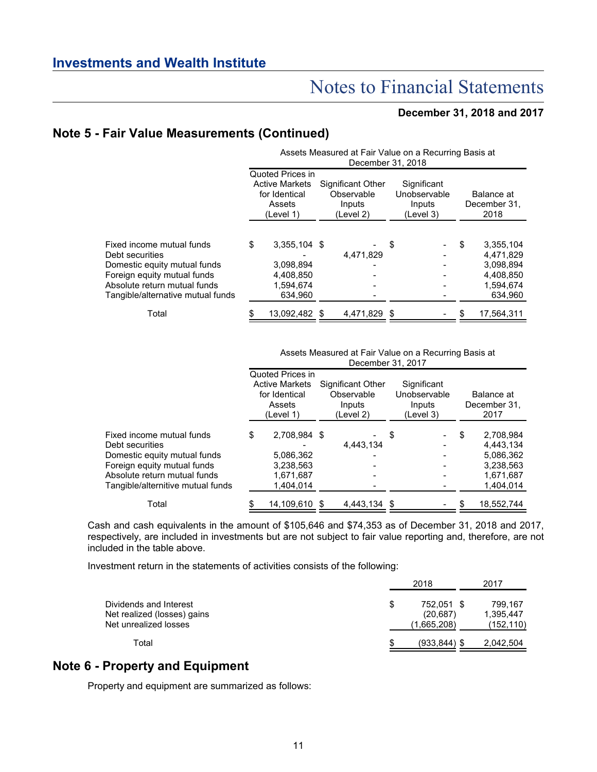## Note 5 - Fair Value Measurements (Continued)

| | Assets Measured at Fair Value on a Recurring Basis at December 31, 2018 | | | |
|---|---|---|---|---|
| | Quoted Prices in Active Markets for Identical Assets (Level 1) | Significant Other Observable Inputs (Level 2) | Significant Unobservable Inputs (Level 3) | Balance at December 31, 2018 |
| Fixed income mutual funds | $ 3,355,104 | $ - | $ - | $ 3,355,104 |
| Debt securities | - | 4,471,829 | - | 4,471,829 |
| Domestic equity mutual funds | 3,098,894 | - | - | 3,098,894 |
| Foreign equity mutual funds | 4,408,850 | - | - | 4,408,850 |
| Absolute return mutual funds | 1,594,674 | - | - | 1,594,674 |
| Tangible/alternative mutual funds | 634,960 | - | - | 634,960 |
| Total | $ 13,092,482 | $ 4,471,829 | $ - | $ 17,564,311 |

| | Assets Measured at Fair Value on a Recurring Basis at December 31, 2017 | | | |
|---|---|---|---|---|
| | Quoted Prices in Active Markets for Identical Assets (Level 1) | Significant Other Observable Inputs (Level 2) | Significant Unobservable Inputs (Level 3) | Balance at December 31, 2017 |
| Fixed income mutual funds | $ 2,708,984 | $ - | $ - | $ 2,708,984 |
| Debt securities | - | 4,443,134 | - | 4,443,134 |
| Domestic equity mutual funds | 5,086,362 | - | - | 5,086,362 |
| Foreign equity mutual funds | 3,238,563 | - | - | 3,238,563 |
| Absolute return mutual funds | 1,671,687 | - | - | 1,671,687 |
| Tangible/alternitive mutual funds | 1,404,014 | - | - | 1,404,014 |
| Total | $ 14,109,610 | $ 4,443,134 | $ - | $ 18,552,744 |

Cash and cash equivalents in the amount of $105,646 and $74,353 as of December 31, 2018 and 2017, respectively, are included in investments but are not subject to fair value reporting and, therefore, are not included in the table above.

Investment return in the statements of activities consists of the following:

| | 2018 | 2017 |
|---|---|---|
| Dividends and Interest | $ 752,051 | $ 799,167 |
| Net realized (losses) gains | (20,687) | 1,395,447 |
| Net unrealized losses | (1,665,208) | (152,110) |
| Total | $ (933,844) | $ 2,042,504 |

## Note 6 - Property and Equipment

Property and equipment are summarized as follows: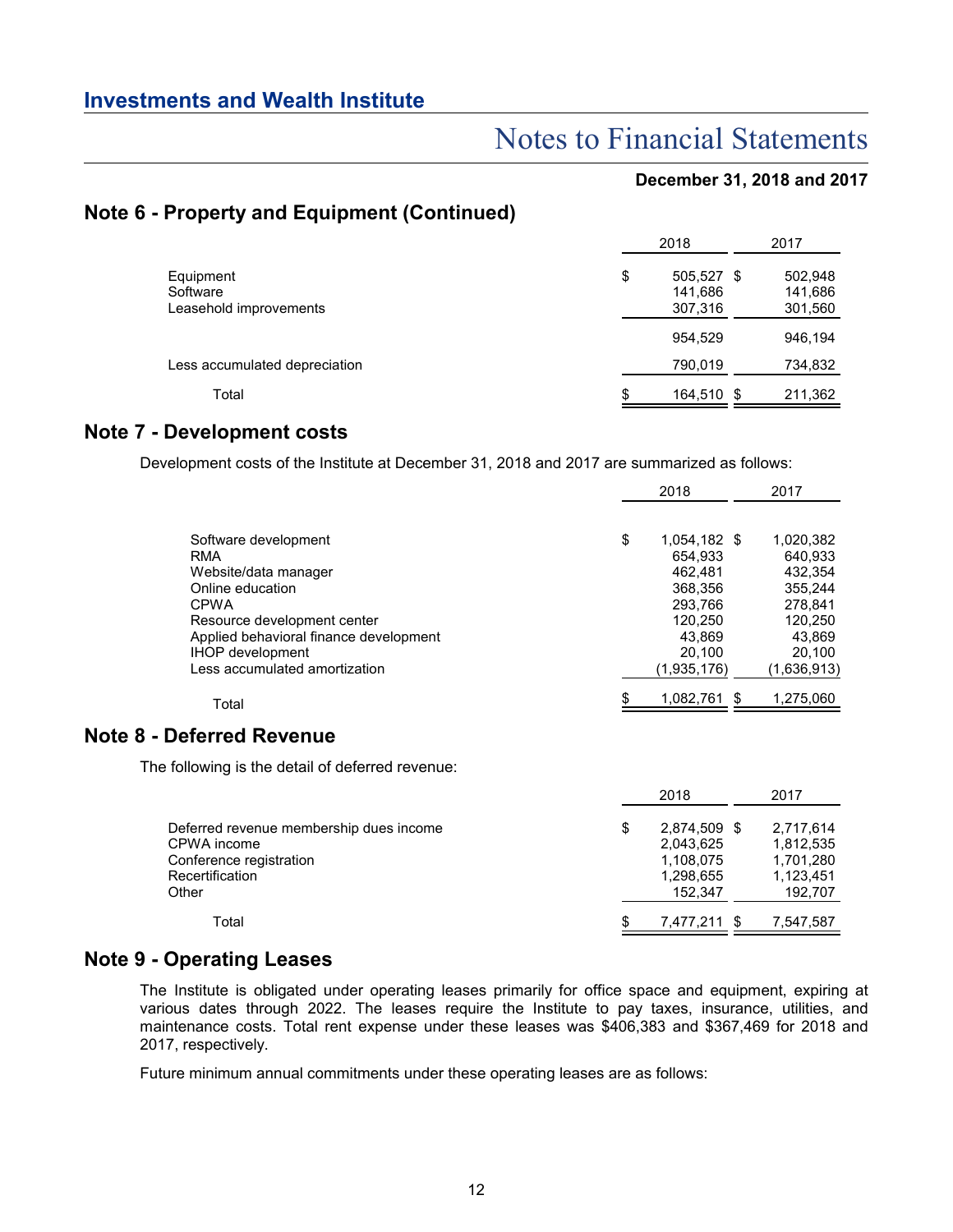## Note 6 - Property and Equipment (Continued)

| | 2018 | 2017 |
|---|---|---|
| Equipment | $ 505,527 | $ 502,948 |
| Software | 141,686 | 141,686 |
| Leasehold improvements | 307,316 | 301,560 |
| | 954,529 | 946,194 |
| Less accumulated depreciation | 790,019 | 734,832 |
| Total | $ 164,510 | $ 211,362 |

## Note 7 - Development costs

Development costs of the Institute at December 31, 2018 and 2017 are summarized as follows:

| | 2018 | 2017 |
|---|---|---|
| Software development | $ 1,054,182 | $ 1,020,382 |
| RMA | 654,933 | 640,933 |
| Website/data manager | 462,481 | 432,354 |
| Online education | 368,356 | 355,244 |
| CPWA | 293,766 | 278,841 |
| Resource development center | 120,250 | 120,250 |
| Applied behavioral finance development | 43,869 | 43,869 |
| IHOP development | 20,100 | 20,100 |
| Less accumulated amortization | (1,935,176) | (1,636,913) |
| Total | $ 1,082,761 | $ 1,275,060 |

## Note 8 - Deferred Revenue

The following is the detail of deferred revenue:

| | 2018 | 2017 |
|---|---|---|
| Deferred revenue membership dues income | $ 2,874,509 | $ 2,717,614 |
| CPWA income | 2,043,625 | 1,812,535 |
| Conference registration | 1,108,075 | 1,701,280 |
| Recertification | 1,298,655 | 1,123,451 |
| Other | 152,347 | 192,707 |
| Total | $ 7,477,211 | $ 7,547,587 |

## Note 9 - Operating Leases

The Institute is obligated under operating leases primarily for office space and equipment, expiring at various dates through 2022. The leases require the Institute to pay taxes, insurance, utilities, and maintenance costs. Total rent expense under these leases was $406,383 and $367,469 for 2018 and 2017, respectively.

Future minimum annual commitments under these operating leases are as follows: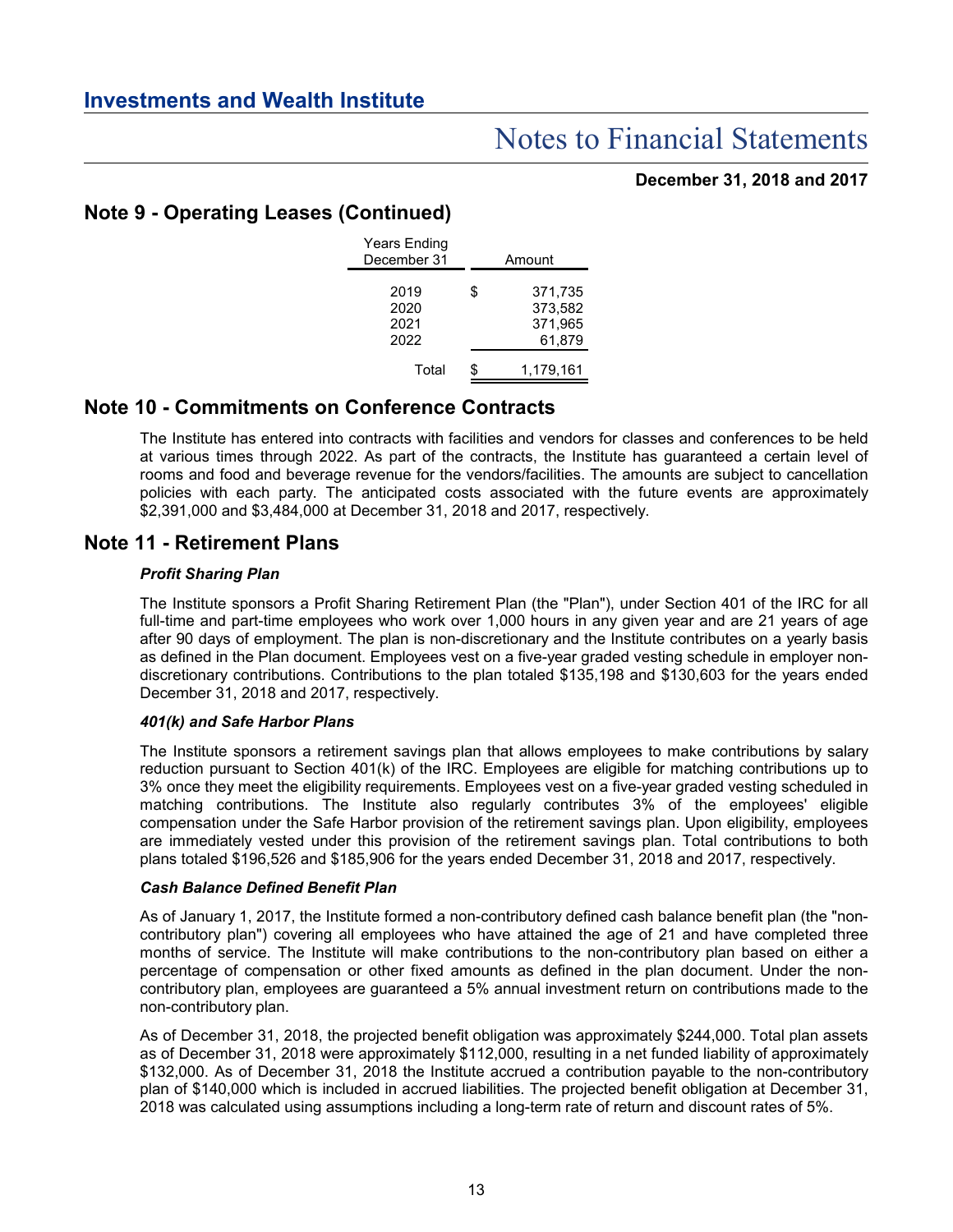## Note 9 - Operating Leases (Continued)

| Years Ending December 31 | | Amount |
|---|---|---|
| 2019 | $ | 371,735 |
| 2020 | | 373,582 |
| 2021 | | 371,965 |
| 2022 | | 61,879 |
| Total | $ | 1,179,161 |

## Note 10 - Commitments on Conference Contracts

The Institute has entered into contracts with facilities and vendors for classes and conferences to be held at various times through 2022. As part of the contracts, the Institute has guaranteed a certain level of rooms and food and beverage revenue for the vendors/facilities. The amounts are subject to cancellation policies with each party. The anticipated costs associated with the future events are approximately $2,391,000 and $3,484,000 at December 31, 2018 and 2017, respectively.

## Note 11 - Retirement Plans

***Profit Sharing Plan***

The Institute sponsors a Profit Sharing Retirement Plan (the "Plan"), under Section 401 of the IRC for all full-time and part-time employees who work over 1,000 hours in any given year and are 21 years of age after 90 days of employment. The plan is non-discretionary and the Institute contributes on a yearly basis as defined in the Plan document. Employees vest on a five-year graded vesting schedule in employer non-discretionary contributions. Contributions to the plan totaled $135,198 and $130,603 for the years ended December 31, 2018 and 2017, respectively.

***401(k) and Safe Harbor Plans***

The Institute sponsors a retirement savings plan that allows employees to make contributions by salary reduction pursuant to Section 401(k) of the IRC. Employees are eligible for matching contributions up to 3% once they meet the eligibility requirements. Employees vest on a five-year graded vesting scheduled in matching contributions. The Institute also regularly contributes 3% of the employees' eligible compensation under the Safe Harbor provision of the retirement savings plan. Upon eligibility, employees are immediately vested under this provision of the retirement savings plan. Total contributions to both plans totaled $196,526 and $185,906 for the years ended December 31, 2018 and 2017, respectively.

***Cash Balance Defined Benefit Plan***

As of January 1, 2017, the Institute formed a non-contributory defined cash balance benefit plan (the "non-contributory plan") covering all employees who have attained the age of 21 and have completed three months of service. The Institute will make contributions to the non-contributory plan based on either a percentage of compensation or other fixed amounts as defined in the plan document. Under the non-contributory plan, employees are guaranteed a 5% annual investment return on contributions made to the non-contributory plan.

As of December 31, 2018, the projected benefit obligation was approximately $244,000. Total plan assets as of December 31, 2018 were approximately $112,000, resulting in a net funded liability of approximately $132,000. As of December 31, 2018 the Institute accrued a contribution payable to the non-contributory plan of $140,000 which is included in accrued liabilities. The projected benefit obligation at December 31, 2018 was calculated using assumptions including a long-term rate of return and discount rates of 5%.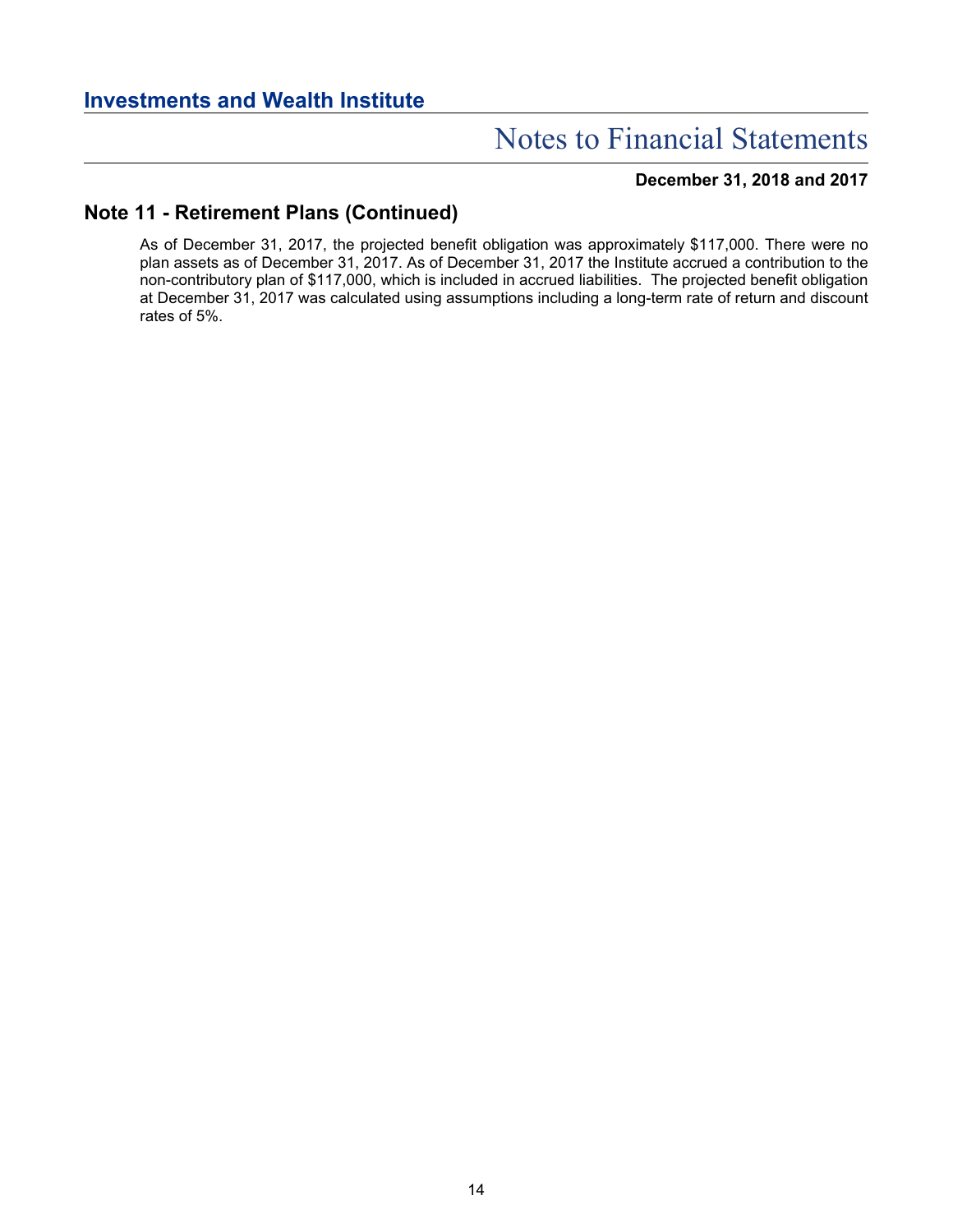## Note 11 - Retirement Plans (Continued)

As of December 31, 2017, the projected benefit obligation was approximately $117,000. There were no plan assets as of December 31, 2017. As of December 31, 2017 the Institute accrued a contribution to the non-contributory plan of $117,000, which is included in accrued liabilities. The projected benefit obligation at December 31, 2017 was calculated using assumptions including a long-term rate of return and discount rates of 5%.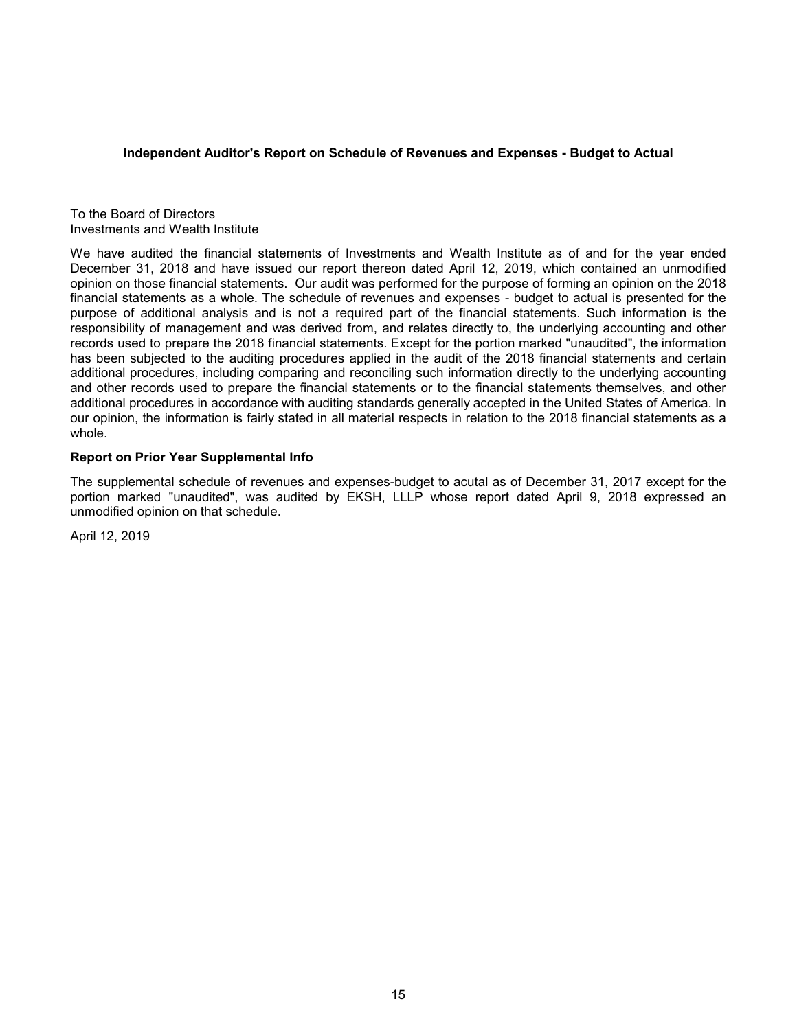## Independent Auditor's Report on Schedule of Revenues and Expenses - Budget to Actual

To the Board of Directors
Investments and Wealth Institute

We have audited the financial statements of Investments and Wealth Institute as of and for the year ended December 31, 2018 and have issued our report thereon dated April 12, 2019, which contained an unmodified opinion on those financial statements. Our audit was performed for the purpose of forming an opinion on the 2018 financial statements as a whole. The schedule of revenues and expenses - budget to actual is presented for the purpose of additional analysis and is not a required part of the financial statements. Such information is the responsibility of management and was derived from, and relates directly to, the underlying accounting and other records used to prepare the 2018 financial statements. Except for the portion marked "unaudited", the information has been subjected to the auditing procedures applied in the audit of the 2018 financial statements and certain additional procedures, including comparing and reconciling such information directly to the underlying accounting and other records used to prepare the financial statements or to the financial statements themselves, and other additional procedures in accordance with auditing standards generally accepted in the United States of America. In our opinion, the information is fairly stated in all material respects in relation to the 2018 financial statements as a whole.

### Report on Prior Year Supplemental Info

The supplemental schedule of revenues and expenses-budget to acutal as of December 31, 2017 except for the portion marked "unaudited", was audited by EKSH, LLLP whose report dated April 9, 2018 expressed an unmodified opinion on that schedule.

April 12, 2019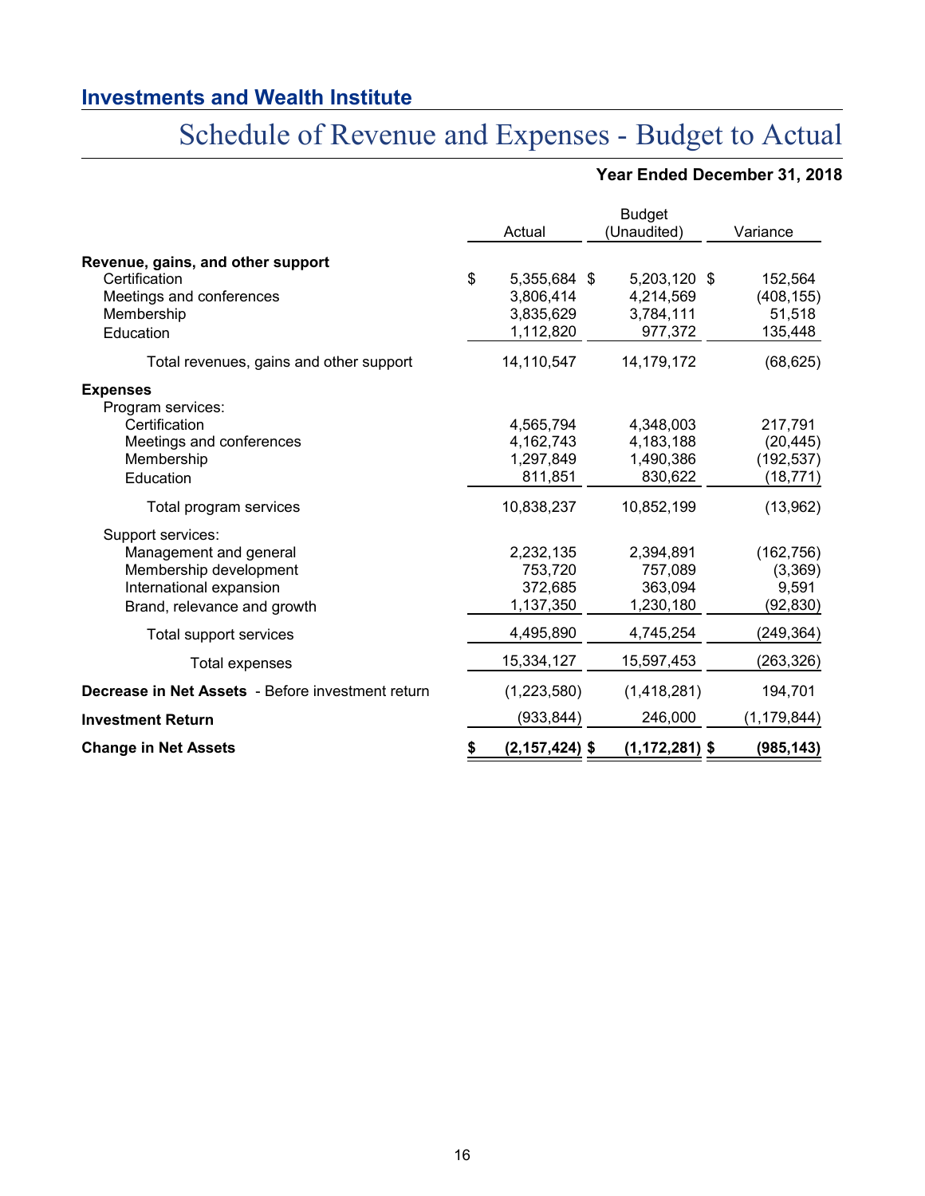## Investments and Wealth Institute

# Schedule of Revenue and Expenses - Budget to Actual

**Year Ended December 31, 2018**

| | Actual | Budget (Unaudited) | Variance |
|---|---|---|---|
| **Revenue, gains, and other support** | | | |
| Certification | $ 5,355,684 | $ 5,203,120 | $ 152,564 |
| Meetings and conferences | 3,806,414 | 4,214,569 | (408,155) |
| Membership | 3,835,629 | 3,784,111 | 51,518 |
| Education | 1,112,820 | 977,372 | 135,448 |
| Total revenues, gains and other support | 14,110,547 | 14,179,172 | (68,625) |
| **Expenses** | | | |
| Program services: | | | |
| Certification | 4,565,794 | 4,348,003 | 217,791 |
| Meetings and conferences | 4,162,743 | 4,183,188 | (20,445) |
| Membership | 1,297,849 | 1,490,386 | (192,537) |
| Education | 811,851 | 830,622 | (18,771) |
| Total program services | 10,838,237 | 10,852,199 | (13,962) |
| Support services: | | | |
| Management and general | 2,232,135 | 2,394,891 | (162,756) |
| Membership development | 753,720 | 757,089 | (3,369) |
| International expansion | 372,685 | 363,094 | 9,591 |
| Brand, relevance and growth | 1,137,350 | 1,230,180 | (92,830) |
| Total support services | 4,495,890 | 4,745,254 | (249,364) |
| Total expenses | 15,334,127 | 15,597,453 | (263,326) |
| **Decrease in Net Assets** - Before investment return | (1,223,580) | (1,418,281) | 194,701 |
| **Investment Return** | (933,844) | 246,000 | (1,179,844) |
| **Change in Net Assets** | **$ (2,157,424)** | **$ (1,172,281)** | **$ (985,143)** |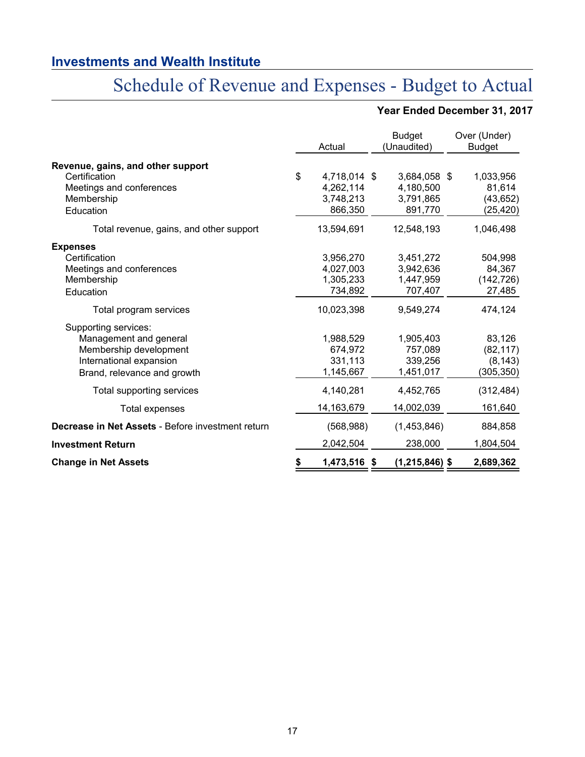## Investments and Wealth Institute

# Schedule of Revenue and Expenses - Budget to Actual

**Year Ended December 31, 2017**

| | Actual | Budget (Unaudited) | Over (Under) Budget |
|---|---|---|---|
| **Revenue, gains, and other support** | | | |
| Certification | $ 4,718,014 | $ 3,684,058 | $ 1,033,956 |
| Meetings and conferences | 4,262,114 | 4,180,500 | 81,614 |
| Membership | 3,748,213 | 3,791,865 | (43,652) |
| Education | 866,350 | 891,770 | (25,420) |
| Total revenue, gains, and other support | 13,594,691 | 12,548,193 | 1,046,498 |
| **Expenses** | | | |
| Certification | 3,956,270 | 3,451,272 | 504,998 |
| Meetings and conferences | 4,027,003 | 3,942,636 | 84,367 |
| Membership | 1,305,233 | 1,447,959 | (142,726) |
| Education | 734,892 | 707,407 | 27,485 |
| Total program services | 10,023,398 | 9,549,274 | 474,124 |
| Supporting services: | | | |
| Management and general | 1,988,529 | 1,905,403 | 83,126 |
| Membership development | 674,972 | 757,089 | (82,117) |
| International expansion | 331,113 | 339,256 | (8,143) |
| Brand, relevance and growth | 1,145,667 | 1,451,017 | (305,350) |
| Total supporting services | 4,140,281 | 4,452,765 | (312,484) |
| Total expenses | 14,163,679 | 14,002,039 | 161,640 |
| **Decrease in Net Assets** - Before investment return | (568,988) | (1,453,846) | 884,858 |
| **Investment Return** | 2,042,504 | 238,000 | 1,804,504 |
| **Change in Net Assets** | **$ 1,473,516** | **$ (1,215,846)** | **$ 2,689,362** |